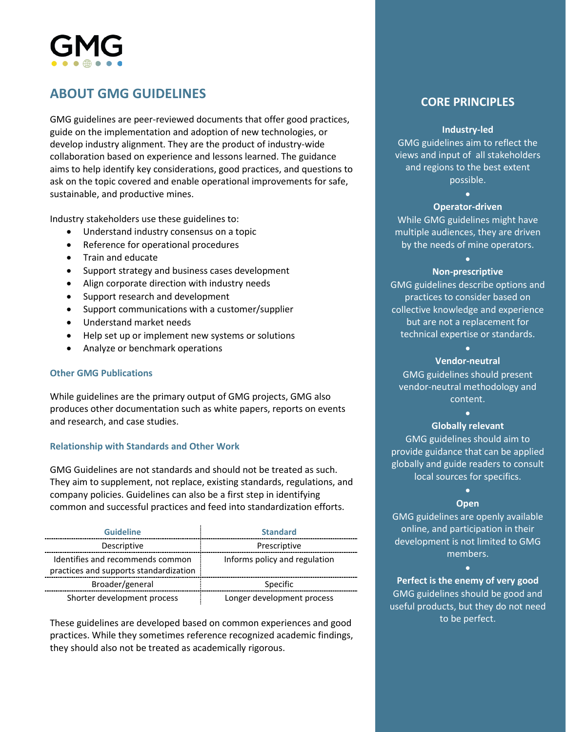GMG

# ABOUT GMG GUIDELINES

GMG guidelines are peer-reviewed documents that offer good practices, guide on the implementation and adoption of new technologies, or develop industry alignment. They are the product of industry-wide collaboration based on experience and lessons learned. The guidance aims to help identify key considerations, good practices, and questions to ask on the topic covered and enable operational improvements for safe, sustainable, and productive mines.

Industry stakeholders use these guidelines to:

- Understand industry consensus on a topic
- Reference for operational procedures
- Train and educate
- Support strategy and business cases development
- Align corporate direction with industry needs
- Support research and development
- Support communications with a customer/supplier
- Understand market needs
- Help set up or implement new systems or solutions
- Analyze or benchmark operations

### Other GMG Publications

While guidelines are the primary output of GMG projects, GMG also produces other documentation such as white papers, reports on events and research, and case studies.

### Relationship with Standards and Other Work

GMG Guidelines are not standards and should not be treated as such. They aim to supplement, not replace, existing standards, regulations, and company policies. Guidelines can also be a first step in identifying common and successful practices and feed into standardization efforts.

| Guideline | Standard |
| --- | --- |
| Descriptive | Prescriptive |
| Identifies and recommends common practices and supports standardization | Informs policy and regulation |
| Broader/general | Specific |
| Shorter development process | Longer development process |

These guidelines are developed based on common experiences and good practices. While they sometimes reference recognized academic findings, they should also not be treated as academically rigorous.

## CORE PRINCIPLES

**Industry-led**
GMG guidelines aim to reflect the views and input of all stakeholders and regions to the best extent possible.

**Operator-driven**
While GMG guidelines might have multiple audiences, they are driven by the needs of mine operators.

**Non-prescriptive**
GMG guidelines describe options and practices to consider based on collective knowledge and experience but are not a replacement for technical expertise or standards.

**Vendor-neutral**
GMG guidelines should present vendor-neutral methodology and content.

**Globally relevant**
GMG guidelines should aim to provide guidance that can be applied globally and guide readers to consult local sources for specifics.

**Open**
GMG guidelines are openly available online, and participation in their development is not limited to GMG members.

**Perfect is the enemy of very good**
GMG guidelines should be good and useful products, but they do not need to be perfect.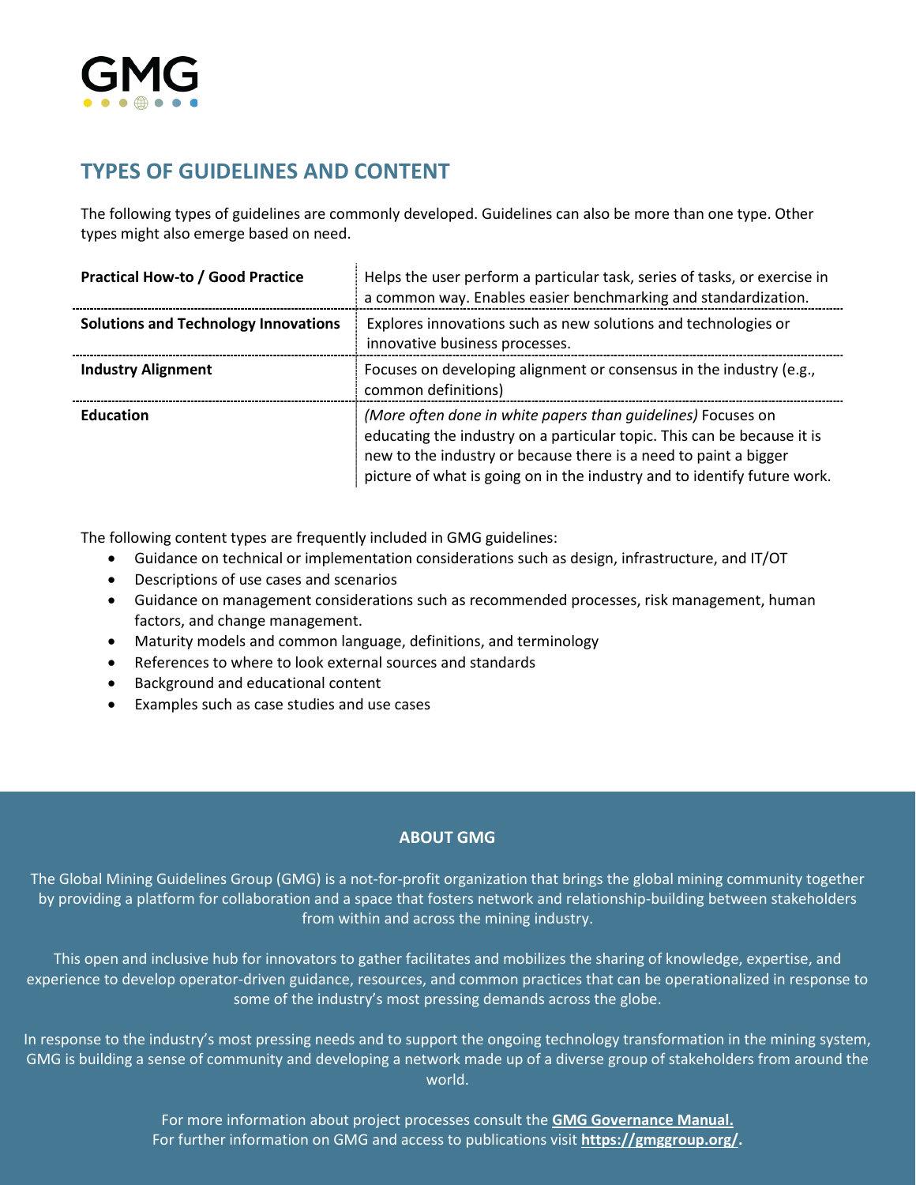## TYPES OF GUIDELINES AND CONTENT

The following types of guidelines are commonly developed. Guidelines can also be more than one type. Other types might also emerge based on need.

| | |
|---|---|
| **Practical How-to / Good Practice** | Helps the user perform a particular task, series of tasks, or exercise in a common way. Enables easier benchmarking and standardization. |
| **Solutions and Technology Innovations** | Explores innovations such as new solutions and technologies or innovative business processes. |
| **Industry Alignment** | Focuses on developing alignment or consensus in the industry (e.g., common definitions) |
| **Education** | *(More often done in white papers than guidelines)* Focuses on educating the industry on a particular topic. This can be because it is new to the industry or because there is a need to paint a bigger picture of what is going on in the industry and to identify future work. |

The following content types are frequently included in GMG guidelines:

- Guidance on technical or implementation considerations such as design, infrastructure, and IT/OT
- Descriptions of use cases and scenarios
- Guidance on management considerations such as recommended processes, risk management, human factors, and change management.
- Maturity models and common language, definitions, and terminology
- References to where to look external sources and standards
- Background and educational content
- Examples such as case studies and use cases

**ABOUT GMG**

The Global Mining Guidelines Group (GMG) is a not-for-profit organization that brings the global mining community together by providing a platform for collaboration and a space that fosters network and relationship-building between stakeholders from within and across the mining industry.

This open and inclusive hub for innovators to gather facilitates and mobilizes the sharing of knowledge, expertise, and experience to develop operator-driven guidance, resources, and common practices that can be operationalized in response to some of the industry's most pressing demands across the globe.

In response to the industry's most pressing needs and to support the ongoing technology transformation in the mining system, GMG is building a sense of community and developing a network made up of a diverse group of stakeholders from around the world.

For more information about project processes consult the **GMG Governance Manual.**
For further information on GMG and access to publications visit **https://gmggroup.org/.**